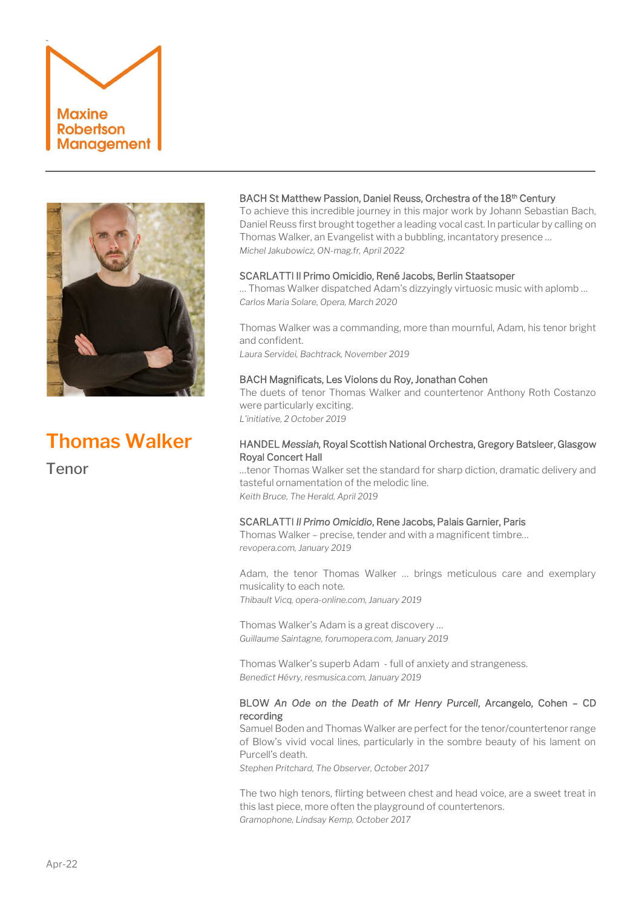Maxine Robertson Management

# Thomas Walker

## Tenor

**BACH St Matthew Passion, Daniel Reuss, Orchestra of the 18th Century**
To achieve this incredible journey in this major work by Johann Sebastian Bach, Daniel Reuss first brought together a leading vocal cast. In particular by calling on Thomas Walker, an Evangelist with a bubbling, incantatory presence …
*Michel Jakubowicz, ON-mag.fr, April 2022*

**SCARLATTI Il Primo Omicidio, René Jacobs, Berlin Staatsoper**
… Thomas Walker dispatched Adam's dizzyingly virtuosic music with aplomb …
*Carlos Maria Solare, Opera, March 2020*

Thomas Walker was a commanding, more than mournful, Adam, his tenor bright and confident.
*Laura Servidei, Bachtrack, November 2019*

**BACH Magnificats, Les Violons du Roy, Jonathan Cohen**
The duets of tenor Thomas Walker and countertenor Anthony Roth Costanzo were particularly exciting.
*L'initiative, 2 October 2019*

**HANDEL *Messiah*, Royal Scottish National Orchestra, Gregory Batsleer, Glasgow Royal Concert Hall**
…tenor Thomas Walker set the standard for sharp diction, dramatic delivery and tasteful ornamentation of the melodic line.
*Keith Bruce, The Herald, April 2019*

**SCARLATTI *Il Primo Omicidio*, Rene Jacobs, Palais Garnier, Paris**
Thomas Walker – precise, tender and with a magnificent timbre…
*revopera.com, January 2019*

Adam, the tenor Thomas Walker … brings meticulous care and exemplary musicality to each note.
*Thibault Vicq, opera-online.com, January 2019*

Thomas Walker's Adam is a great discovery …
*Guillaume Saintagne, forumopera.com, January 2019*

Thomas Walker's superb Adam - full of anxiety and strangeness.
*Benedict Hévry, resmusica.com, January 2019*

**BLOW *An Ode on the Death of Mr Henry Purcell*, Arcangelo, Cohen – CD recording**
Samuel Boden and Thomas Walker are perfect for the tenor/countertenor range of Blow's vivid vocal lines, particularly in the sombre beauty of his lament on Purcell's death.
*Stephen Pritchard, The Observer, October 2017*

The two high tenors, flirting between chest and head voice, are a sweet treat in this last piece, more often the playground of countertenors.
*Gramophone, Lindsay Kemp, October 2017*

Apr-22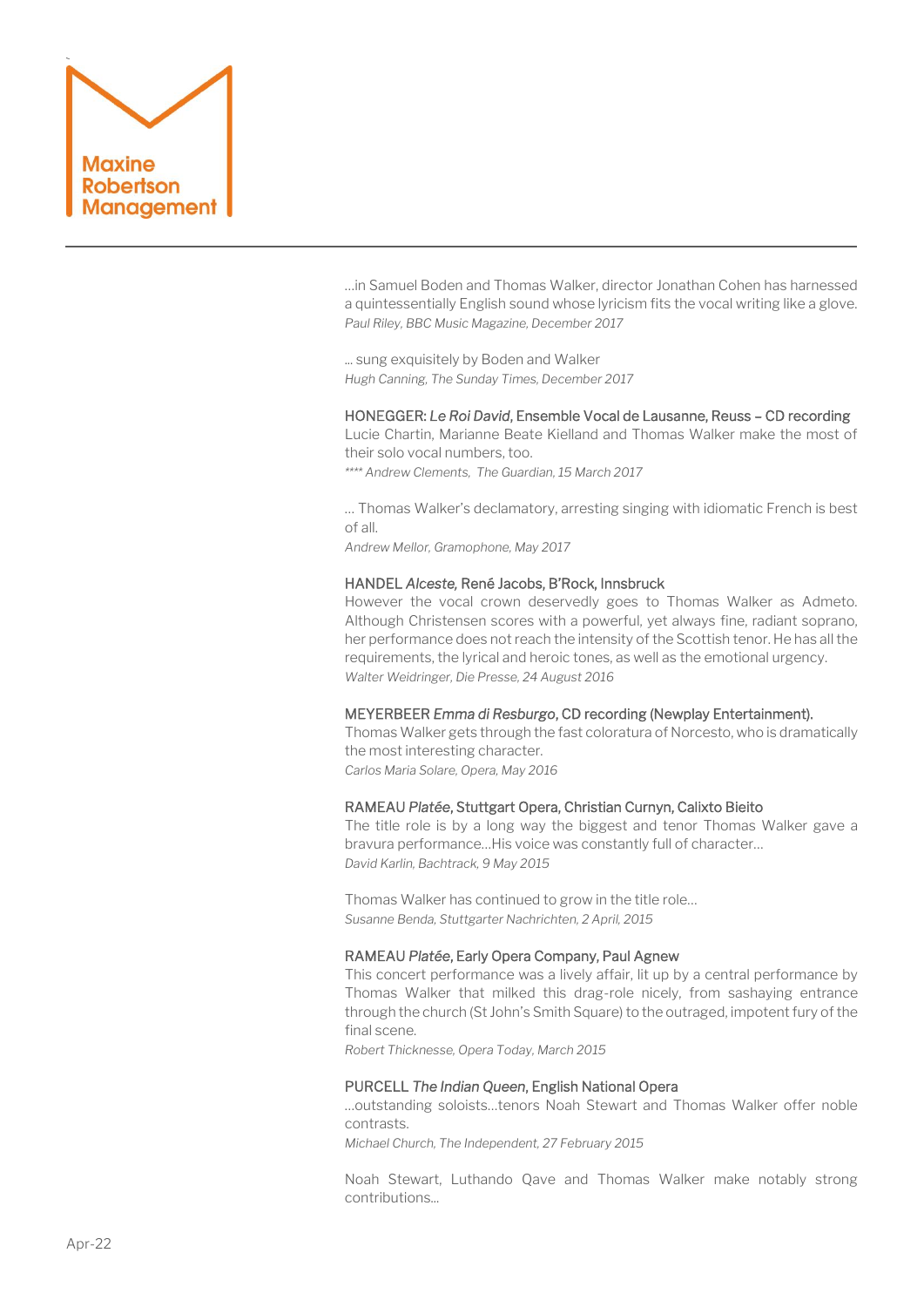…in Samuel Boden and Thomas Walker, director Jonathan Cohen has harnessed a quintessentially English sound whose lyricism fits the vocal writing like a glove.
*Paul Riley, BBC Music Magazine, December 2017*

… sung exquisitely by Boden and Walker
*Hugh Canning, The Sunday Times, December 2017*

HONEGGER: *Le Roi David*, Ensemble Vocal de Lausanne, Reuss – CD recording
Lucie Chartin, Marianne Beate Kielland and Thomas Walker make the most of their solo vocal numbers, too.
*\*\*\*\* Andrew Clements, The Guardian, 15 March 2017*

… Thomas Walker's declamatory, arresting singing with idiomatic French is best of all.
*Andrew Mellor, Gramophone, May 2017*

HANDEL *Alceste,* René Jacobs, B'Rock, Innsbruck
However the vocal crown deservedly goes to Thomas Walker as Admeto. Although Christensen scores with a powerful, yet always fine, radiant soprano, her performance does not reach the intensity of the Scottish tenor. He has all the requirements, the lyrical and heroic tones, as well as the emotional urgency.
*Walter Weidringer, Die Presse, 24 August 2016*

MEYERBEER *Emma di Resburgo*, CD recording (Newplay Entertainment).
Thomas Walker gets through the fast coloratura of Norcesto, who is dramatically the most interesting character.
*Carlos Maria Solare, Opera, May 2016*

RAMEAU *Platée*, Stuttgart Opera, Christian Curnyn, Calixto Bieito
The title role is by a long way the biggest and tenor Thomas Walker gave a bravura performance…His voice was constantly full of character…
*David Karlin, Bachtrack, 9 May 2015*

Thomas Walker has continued to grow in the title role…
*Susanne Benda, Stuttgarter Nachrichten, 2 April, 2015*

RAMEAU *Platée*, Early Opera Company, Paul Agnew
This concert performance was a lively affair, lit up by a central performance by Thomas Walker that milked this drag-role nicely, from sashaying entrance through the church (St John's Smith Square) to the outraged, impotent fury of the final scene.
*Robert Thicknesse, Opera Today, March 2015*

PURCELL *The Indian Queen*, English National Opera
…outstanding soloists…tenors Noah Stewart and Thomas Walker offer noble contrasts.
*Michael Church, The Independent, 27 February 2015*

Noah Stewart, Luthando Qave and Thomas Walker make notably strong contributions…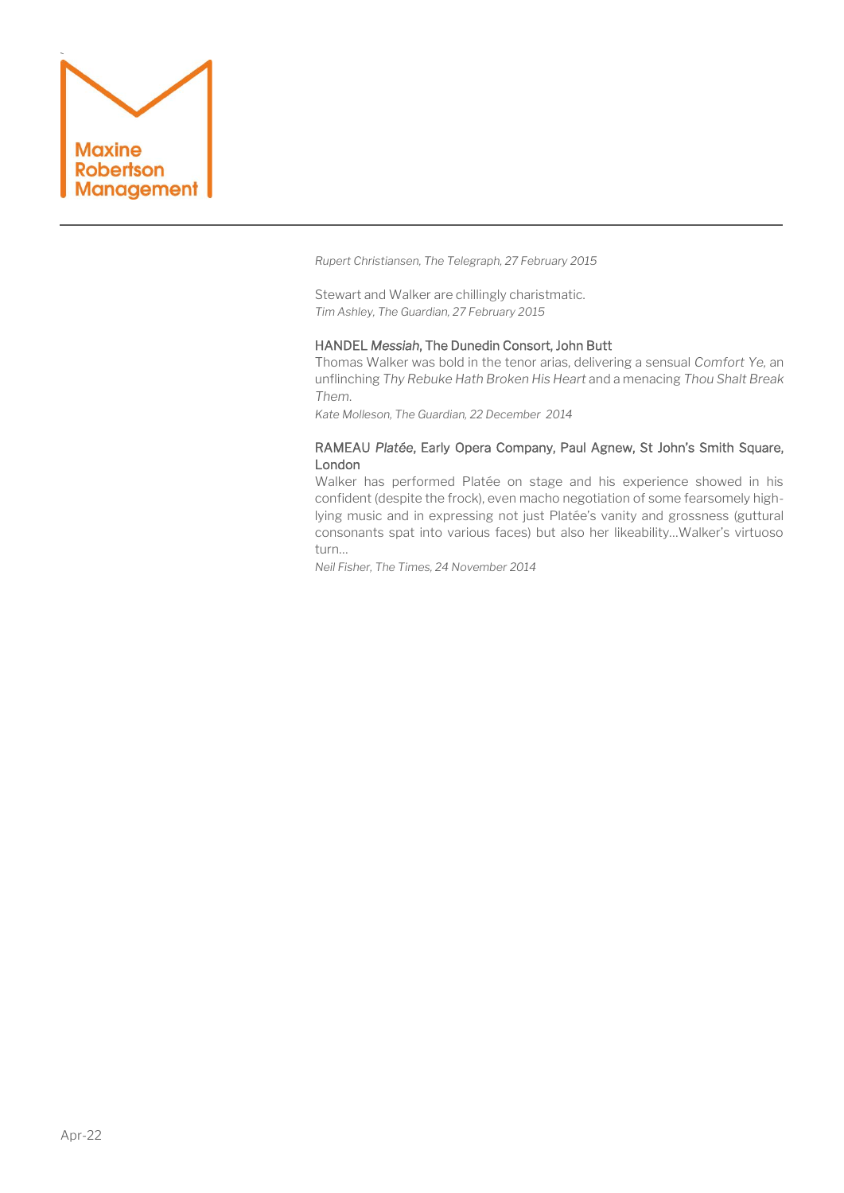*Rupert Christiansen, The Telegraph, 27 February 2015*

Stewart and Walker are chillingly charistmatic.
*Tim Ashley, The Guardian, 27 February 2015*

HANDEL *Messiah*, The Dunedin Consort, John Butt
Thomas Walker was bold in the tenor arias, delivering a sensual *Comfort Ye,* an unflinching *Thy Rebuke Hath Broken His Heart* and a menacing *Thou Shalt Break Them.*
*Kate Molleson, The Guardian, 22 December 2014*

RAMEAU *Platée*, Early Opera Company, Paul Agnew, St John's Smith Square, London
Walker has performed Platée on stage and his experience showed in his confident (despite the frock), even macho negotiation of some fearsomely high-lying music and in expressing not just Platée's vanity and grossness (guttural consonants spat into various faces) but also her likeability…Walker's virtuoso turn…
*Neil Fisher, The Times, 24 November 2014*